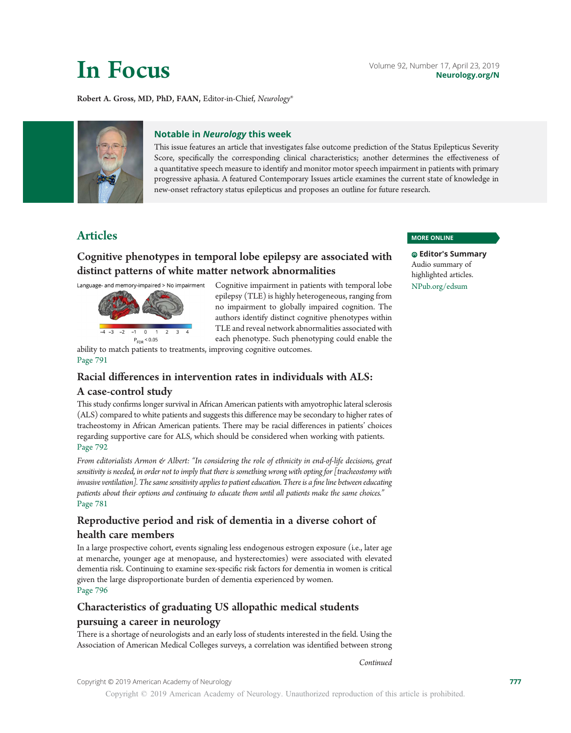# In Focus

Robert A. Gross, MD, PhD, FAAN, Editor-in-Chief, *Neurology*®

## Notable in *Neurology* this week

This issue features an article that investigates false outcome prediction of the Status Epilepticus Severity Score, specifically the corresponding clinical characteristics; another determines the effectiveness of a quantitative speech measure to identify and monitor motor speech impairment in patients with primary progressive aphasia. A featured Contemporary Issues article examines the current state of knowledge in new-onset refractory status epilepticus and proposes an outline for future research.

## Articles

### Cognitive phenotypes in temporal lobe epilepsy are associated with distinct patterns of white matter network abnormalities

Language- and memory-impaired > No impairment

$P_{FDR} < 0.05$

Cognitive impairment in patients with temporal lobe epilepsy (TLE) is highly heterogeneous, ranging from no impairment to globally impaired cognition. The authors identify distinct cognitive phenotypes within TLE and reveal network abnormalities associated with each phenotype. Such phenotyping could enable the ability to match patients to treatments, improving cognitive outcomes.

Page 791

### Racial differences in intervention rates in individuals with ALS: A case-control study

This study confirms longer survival in African American patients with amyotrophic lateral sclerosis (ALS) compared to white patients and suggests this difference may be secondary to higher rates of tracheostomy in African American patients. There may be racial differences in patients' choices regarding supportive care for ALS, which should be considered when working with patients.

Page 792

*From editorialists Armon & Albert: "In considering the role of ethnicity in end-of-life decisions, great sensitivity is needed, in order not to imply that there is something wrong with opting for [tracheostomy with invasive ventilation]. The same sensitivity applies to patient education. There is a fine line between educating patients about their options and continuing to educate them until all patients make the same choices."*

Page 781

### Reproductive period and risk of dementia in a diverse cohort of health care members

In a large prospective cohort, events signaling less endogenous estrogen exposure (i.e., later age at menarche, younger age at menopause, and hysterectomies) were associated with elevated dementia risk. Continuing to examine sex-specific risk factors for dementia in women is critical given the large disproportionate burden of dementia experienced by women.

Page 796

### Characteristics of graduating US allopathic medical students pursuing a career in neurology

There is a shortage of neurologists and an early loss of students interested in the field. Using the Association of American Medical Colleges surveys, a correlation was identified between strong

*Continued*

**MORE ONLINE**

**Editor's Summary**
Audio summary of highlighted articles.
NPub.org/edsum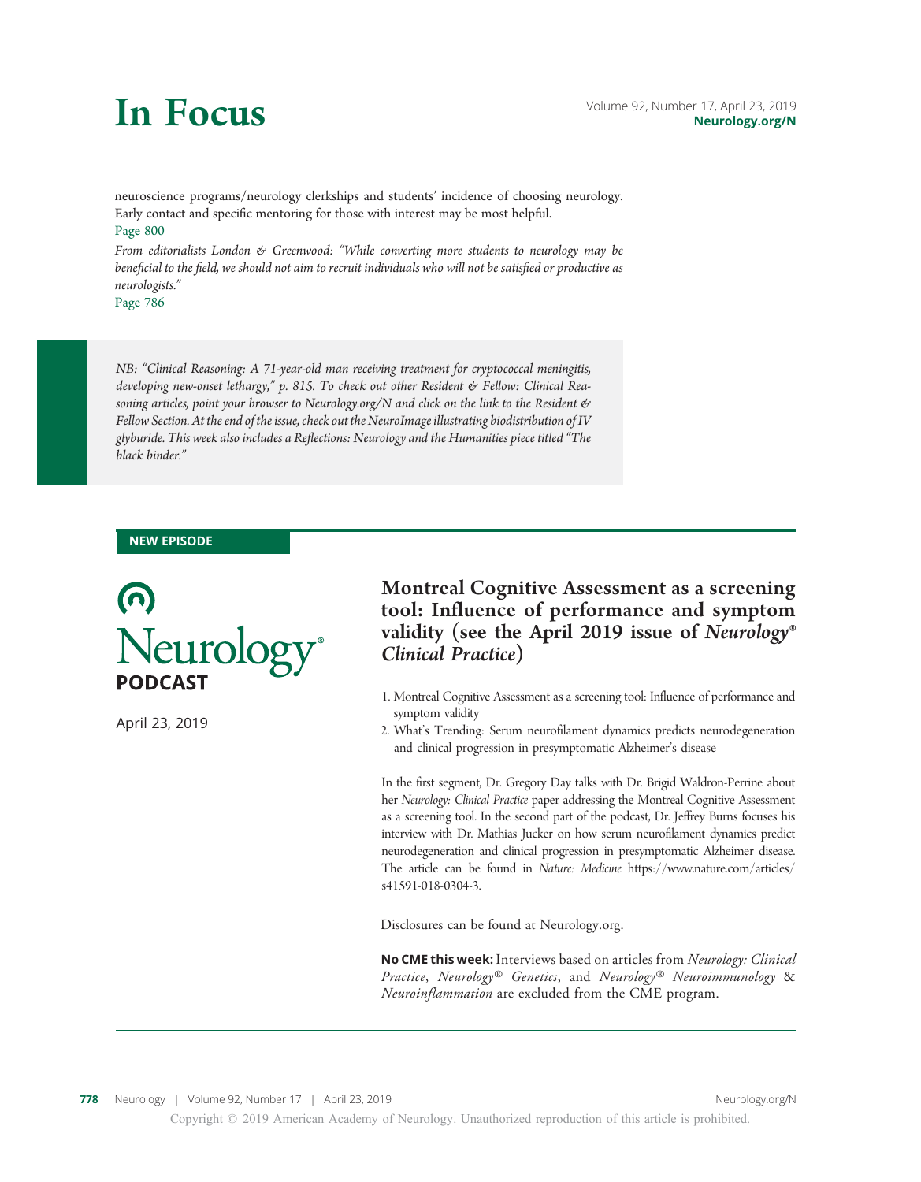neuroscience programs/neurology clerkships and students' incidence of choosing neurology. Early contact and specific mentoring for those with interest may be most helpful.

Page 800

*From editorialists London & Greenwood: "While converting more students to neurology may be beneficial to the field, we should not aim to recruit individuals who will not be satisfied or productive as neurologists."*

Page 786

*NB: "Clinical Reasoning: A 71-year-old man receiving treatment for cryptococcal meningitis, developing new-onset lethargy," p. 815. To check out other Resident & Fellow: Clinical Reasoning articles, point your browser to Neurology.org/N and click on the link to the Resident & Fellow Section. At the end of the issue, check out the NeuroImage illustrating biodistribution of IV glyburide. This week also includes a Reflections: Neurology and the Humanities piece titled "The black binder."*

**NEW EPISODE**

Neurology® **PODCAST**

April 23, 2019

## Montreal Cognitive Assessment as a screening tool: Influence of performance and symptom validity (see the April 2019 issue of *Neurology® Clinical Practice*)

1. Montreal Cognitive Assessment as a screening tool: Influence of performance and symptom validity
2. What's Trending: Serum neurofilament dynamics predicts neurodegeneration and clinical progression in presymptomatic Alzheimer's disease

In the first segment, Dr. Gregory Day talks with Dr. Brigid Waldron-Perrine about her *Neurology: Clinical Practice* paper addressing the Montreal Cognitive Assessment as a screening tool. In the second part of the podcast, Dr. Jeffrey Burns focuses his interview with Dr. Mathias Jucker on how serum neurofilament dynamics predict neurodegeneration and clinical progression in presymptomatic Alzheimer disease. The article can be found in *Nature: Medicine* https://www.nature.com/articles/s41591-018-0304-3.

Disclosures can be found at Neurology.org.

**No CME this week:** Interviews based on articles from *Neurology: Clinical Practice*, *Neurology® Genetics*, and *Neurology® Neuroimmunology & Neuroinflammation* are excluded from the CME program.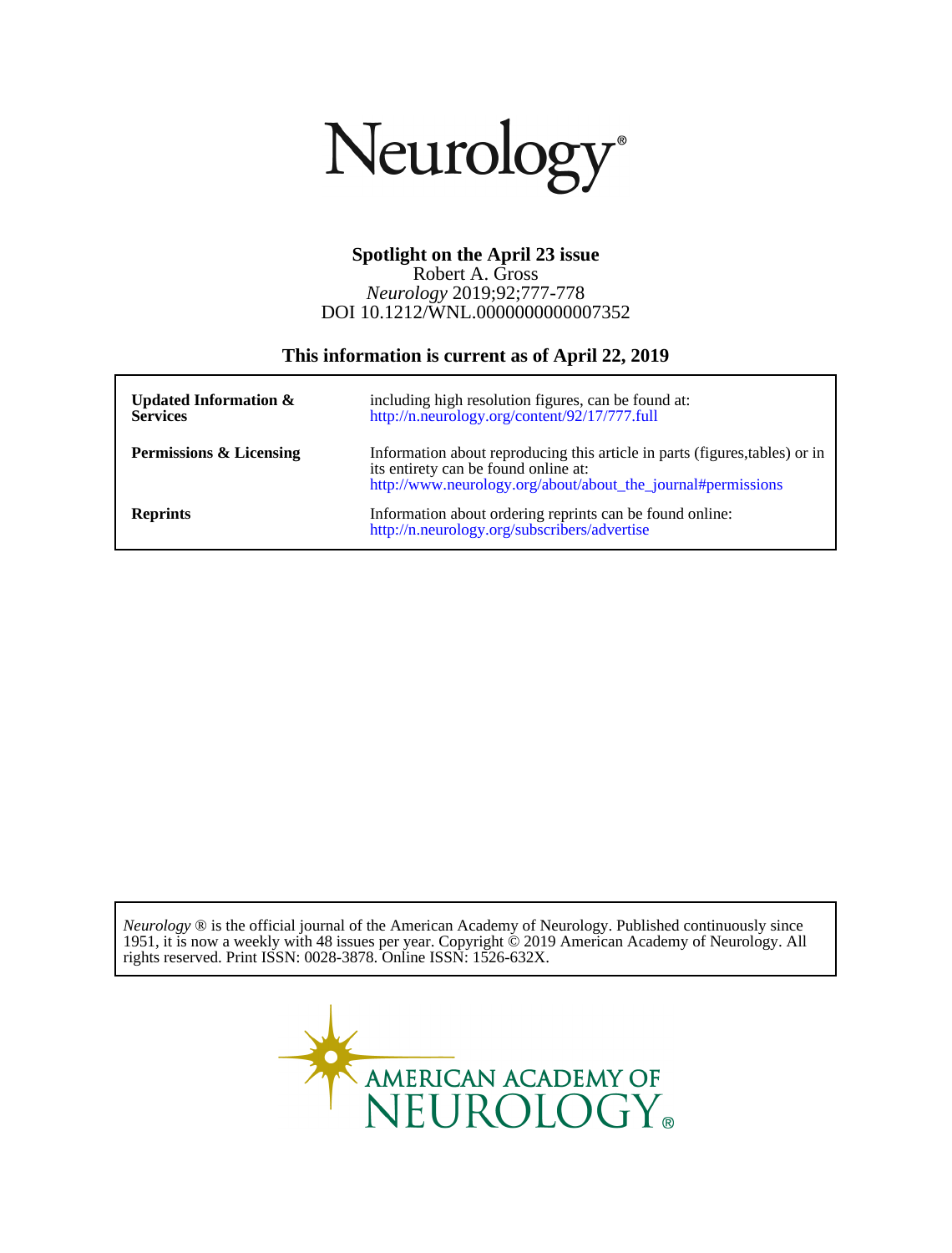# Neurology®

**Spotlight on the April 23 issue**
Robert A. Gross
*Neurology* 2019;92;777-778
DOI 10.1212/WNL.0000000000007352

**This information is current as of April 22, 2019**

| | |
|---|---|
| **Updated Information & Services** | including high resolution figures, can be found at: http://n.neurology.org/content/92/17/777.full |
| **Permissions & Licensing** | Information about reproducing this article in parts (figures,tables) or in its entirety can be found online at: http://www.neurology.org/about/about_the_journal#permissions |
| **Reprints** | Information about ordering reprints can be found online: http://n.neurology.org/subscribers/advertise |

*Neurology* ® is the official journal of the American Academy of Neurology. Published continuously since 1951, it is now a weekly with 48 issues per year. Copyright © 2019 American Academy of Neurology. All rights reserved. Print ISSN: 0028-3878. Online ISSN: 1526-632X.

AMERICAN ACADEMY OF NEUROLOGY®